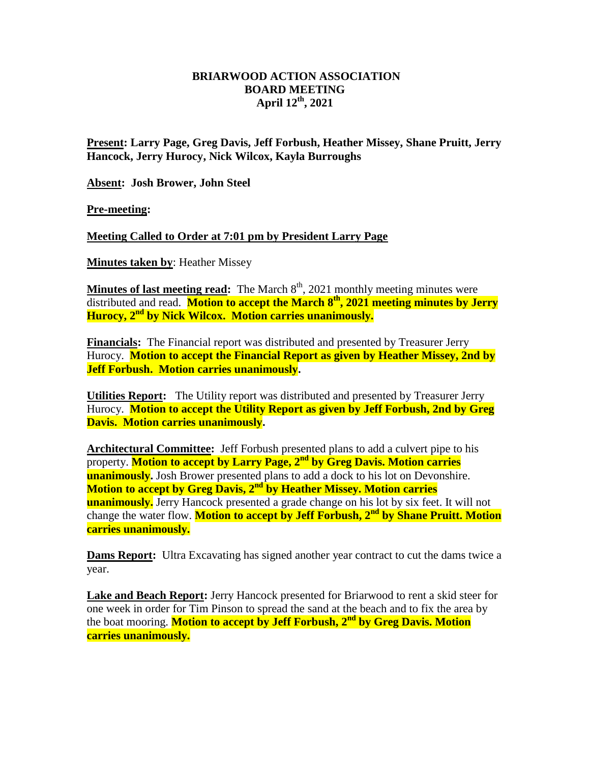# BRIARWOOD ACTION ASSOCIATION
## BOARD MEETING
### April 12th, 2021

**Present: Larry Page, Greg Davis, Jeff Forbush, Heather Missey, Shane Pruitt, Jerry Hancock, Jerry Hurocy, Nick Wilcox, Kayla Burroughs**

**Absent: Josh Brower, John Steel**

**Pre-meeting:**

**Meeting Called to Order at 7:01 pm by President Larry Page**

**Minutes taken by**: Heather Missey

**Minutes of last meeting read:** The March 8th, 2021 monthly meeting minutes were distributed and read. **Motion to accept the March 8th, 2021 meeting minutes by Jerry Hurocy, 2nd by Nick Wilcox. Motion carries unanimously.**

**Financials:** The Financial report was distributed and presented by Treasurer Jerry Hurocy. **Motion to accept the Financial Report as given by Heather Missey, 2nd by Jeff Forbush. Motion carries unanimously.**

**Utilities Report:** The Utility report was distributed and presented by Treasurer Jerry Hurocy. **Motion to accept the Utility Report as given by Jeff Forbush, 2nd by Greg Davis. Motion carries unanimously.**

**Architectural Committee:** Jeff Forbush presented plans to add a culvert pipe to his property. **Motion to accept by Larry Page, 2nd by Greg Davis. Motion carries unanimously.** Josh Brower presented plans to add a dock to his lot on Devonshire. **Motion to accept by Greg Davis, 2nd by Heather Missey. Motion carries unanimously.** Jerry Hancock presented a grade change on his lot by six feet. It will not change the water flow. **Motion to accept by Jeff Forbush, 2nd by Shane Pruitt. Motion carries unanimously.**

**Dams Report:** Ultra Excavating has signed another year contract to cut the dams twice a year.

**Lake and Beach Report:** Jerry Hancock presented for Briarwood to rent a skid steer for one week in order for Tim Pinson to spread the sand at the beach and to fix the area by the boat mooring. **Motion to accept by Jeff Forbush, 2nd by Greg Davis. Motion carries unanimously.**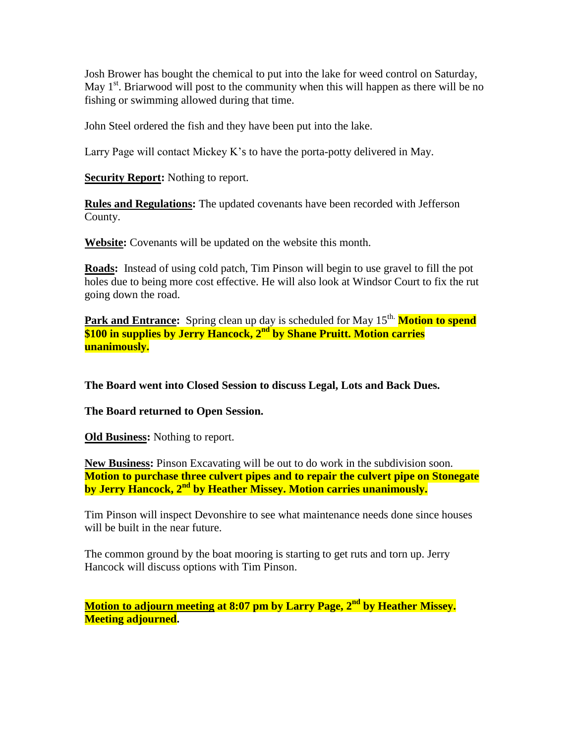Josh Brower has bought the chemical to put into the lake for weed control on Saturday, May 1st. Briarwood will post to the community when this will happen as there will be no fishing or swimming allowed during that time.

John Steel ordered the fish and they have been put into the lake.

Larry Page will contact Mickey K's to have the porta-potty delivered in May.

**Security Report:** Nothing to report.

**Rules and Regulations:** The updated covenants have been recorded with Jefferson County.

**Website:** Covenants will be updated on the website this month.

**Roads:** Instead of using cold patch, Tim Pinson will begin to use gravel to fill the pot holes due to being more cost effective. He will also look at Windsor Court to fix the rut going down the road.

**Park and Entrance:** Spring clean up day is scheduled for May 15th. **Motion to spend $100 in supplies by Jerry Hancock, 2nd by Shane Pruitt. Motion carries unanimously.**

**The Board went into Closed Session to discuss Legal, Lots and Back Dues.**

**The Board returned to Open Session.**

**Old Business:** Nothing to report.

**New Business:** Pinson Excavating will be out to do work in the subdivision soon. **Motion to purchase three culvert pipes and to repair the culvert pipe on Stonegate by Jerry Hancock, 2nd by Heather Missey. Motion carries unanimously.**

Tim Pinson will inspect Devonshire to see what maintenance needs done since houses will be built in the near future.

The common ground by the boat mooring is starting to get ruts and torn up. Jerry Hancock will discuss options with Tim Pinson.

**Motion to adjourn meeting at 8:07 pm by Larry Page, 2nd by Heather Missey. Meeting adjourned.**